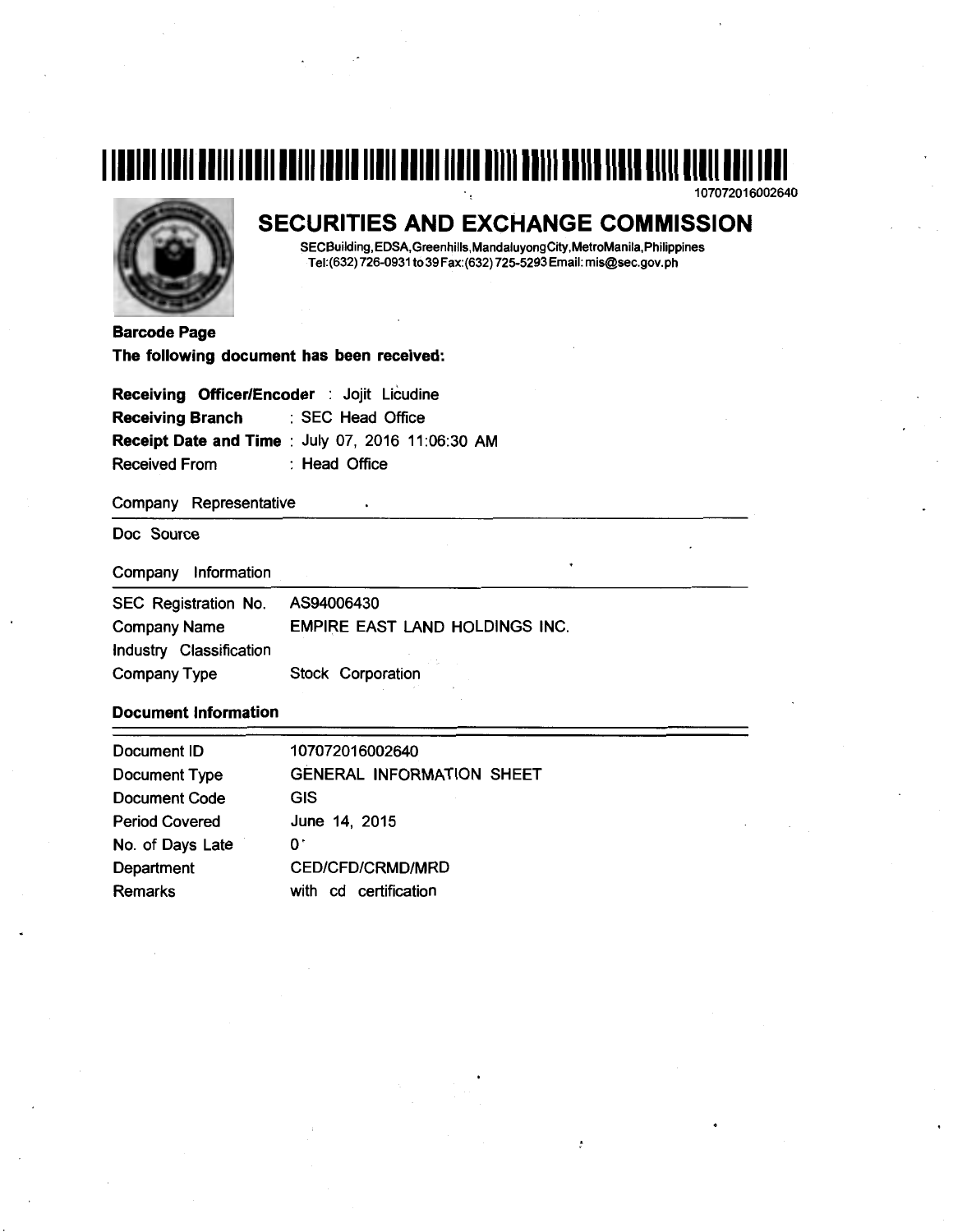107072016002640

# SECURITIES AND EXCHANGE COMMISSION

SECBuilding,EDSA,Greenhills,MandaluyongCity,MetroManila,Philippines
Tel:(632)726-0931to39Fax:(632)725-5293Email: mis@sec.gov.ph

**Barcode Page**

**The following document has been received:**

**Receiving Officer/Encoder** : Jojit Licudine
**Receiving Branch** : SEC Head Office
**Receipt Date and Time** : July 07, 2016 11:06:30 AM
Received From : Head Office

Company Representative

Doc Source

Company Information

| | |
|---|---|
| SEC Registration No. | AS94006430 |
| Company Name | EMPIRE EAST LAND HOLDINGS INC. |
| Industry Classification | |
| Company Type | Stock Corporation |

**Document Information**

| | |
|---|---|
| Document ID | 107072016002640 |
| Document Type | GENERAL INFORMATION SHEET |
| Document Code | GIS |
| Period Covered | June 14, 2015 |
| No. of Days Late | 0 |
| Department | CED/CFD/CRMD/MRD |
| Remarks | with cd certification |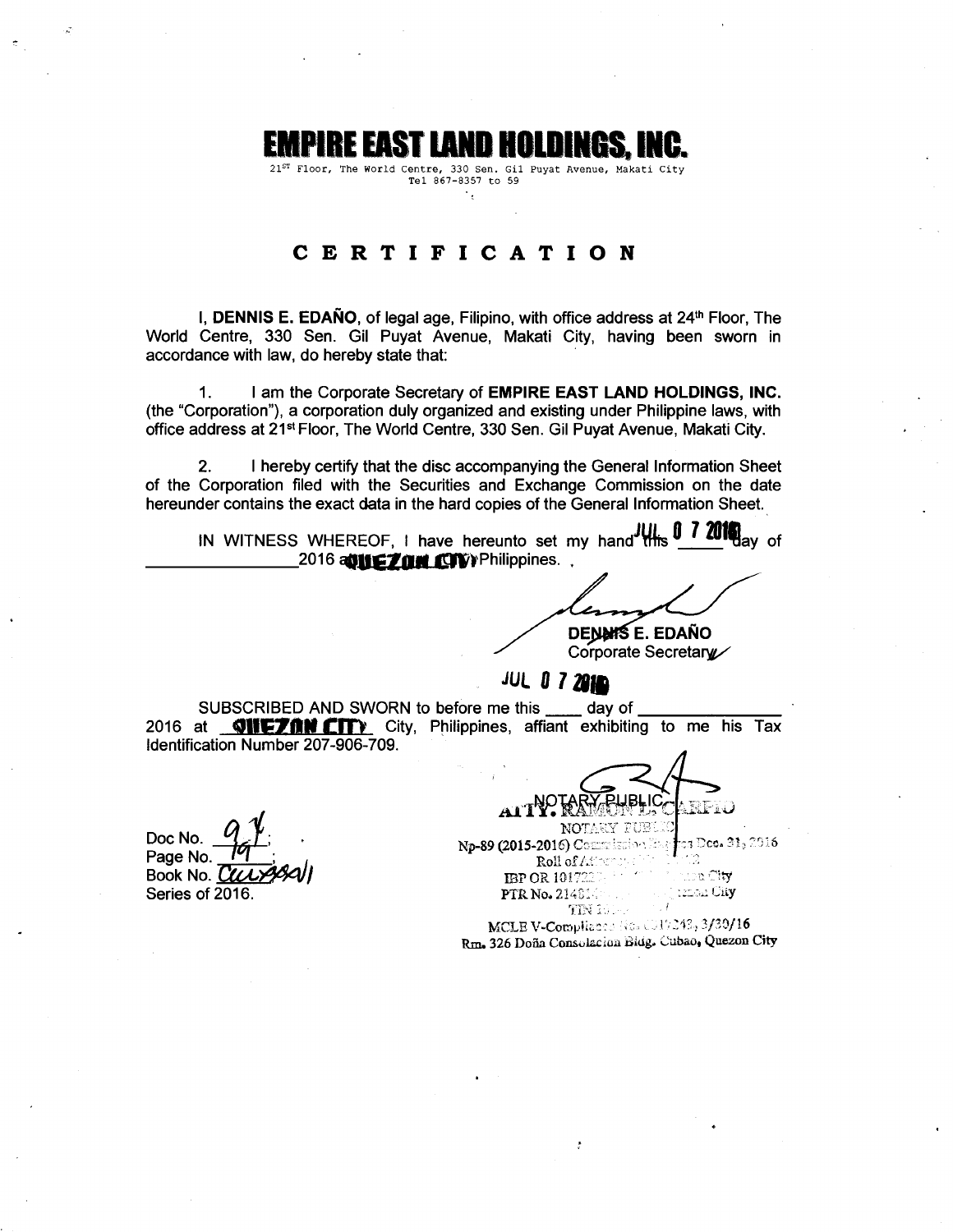# EMPIRE EAST LAND HOLDINGS, INC.

21ST Floor, The World Centre, 330 Sen. Gil Puyat Avenue, Makati City
Tel 867-8357 to 59

## C E R T I F I C A T I O N

I, **DENNIS E. EDAÑO**, of legal age, Filipino, with office address at 24th Floor, The World Centre, 330 Sen. Gil Puyat Avenue, Makati City, having been sworn in accordance with law, do hereby state that:

1. I am the Corporate Secretary of **EMPIRE EAST LAND HOLDINGS, INC.** (the "Corporation"), a corporation duly organized and existing under Philippine laws, with office address at 21st Floor, The World Centre, 330 Sen. Gil Puyat Avenue, Makati City.

2. I hereby certify that the disc accompanying the General Information Sheet of the Corporation filed with the Securities and Exchange Commission on the date hereunder contains the exact data in the hard copies of the General Information Sheet.

IN WITNESS WHEREOF, I have hereunto set my hand this JUL 07 2016 day of \_\_\_\_\_\_\_\_\_\_ 2016 at QUEZON CITY Philippines.

**DENNIS E. EDAÑO**
Corporate Secretary

JUL 07 2016

SUBSCRIBED AND SWORN to before me this \_\_\_\_ day of \_\_\_\_\_\_\_\_\_\_ 2016 at QUEZON CITY City, Philippines, affiant exhibiting to me his Tax Identification Number 207-906-709.

Doc No. 97;
Page No. 19;
Book No. CCLXXXVII
Series of 2016.

NOTARY PUBLIC
ATTY. RAMON E. CARPIO
NOTARY PUBLIC
Np-89 (2015-2016) Commission Expires Dec. 31, 2016
Roll of Attorneys
IBP OR 101722 City
PTR No. 214814 City
TIN
MCLE V-Compliance No. 0017243, 3/30/16
Rm. 326 Doña Consolacion Bldg. Cubao, Quezon City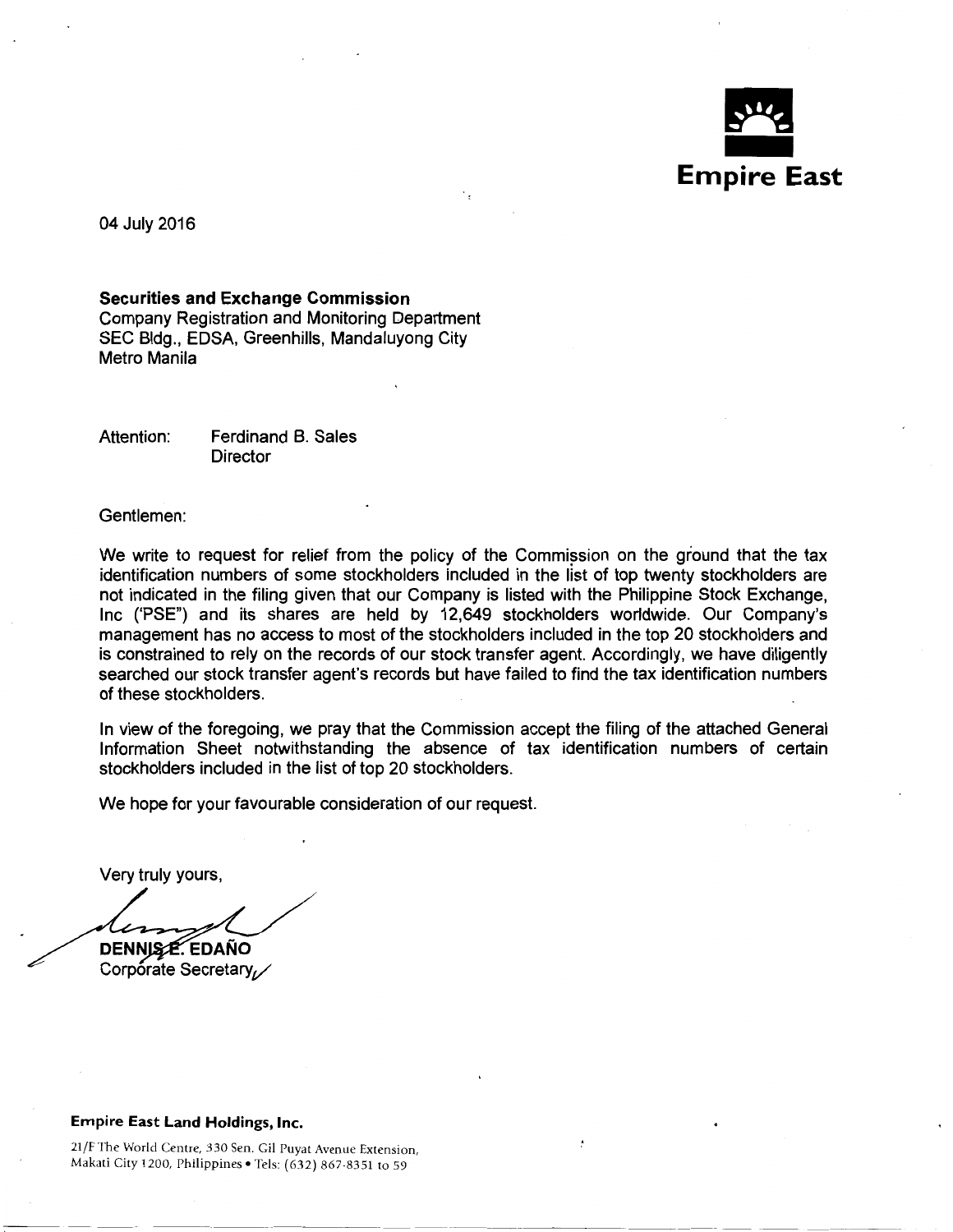**Empire East**

04 July 2016

**Securities and Exchange Commission**
Company Registration and Monitoring Department
SEC Bldg., EDSA, Greenhills, Mandaluyong City
Metro Manila

Attention: Ferdinand B. Sales
Director

Gentlemen:

We write to request for relief from the policy of the Commission on the ground that the tax identification numbers of some stockholders included in the list of top twenty stockholders are not indicated in the filing given that our Company is listed with the Philippine Stock Exchange, Inc ('PSE") and its shares are held by 12,649 stockholders worldwide. Our Company's management has no access to most of the stockholders included in the top 20 stockholders and is constrained to rely on the records of our stock transfer agent. Accordingly, we have diligently searched our stock transfer agent's records but have failed to find the tax identification numbers of these stockholders.

In view of the foregoing, we pray that the Commission accept the filing of the attached General Information Sheet notwithstanding the absence of tax identification numbers of certain stockholders included in the list of top 20 stockholders.

We hope for your favourable consideration of our request.

Very truly yours,

**DENNIS E. EDAÑO**
Corporate Secretary

**Empire East Land Holdings, Inc.**

21/F The World Centre, 330 Sen. Gil Puyat Avenue Extension,
Makati City 1200, Philippines • Tels: (632) 867-8351 to 59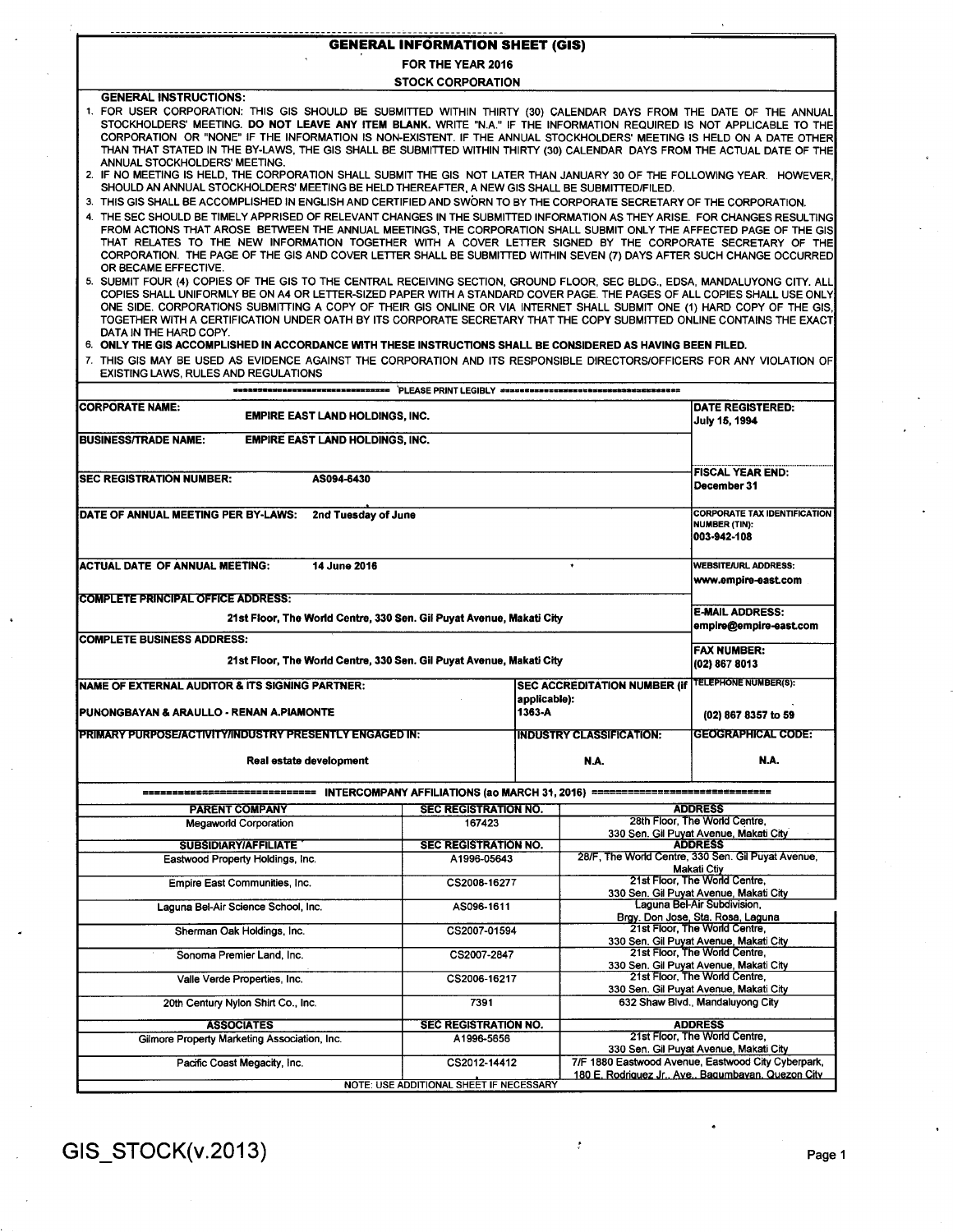# GENERAL INFORMATION SHEET (GIS)

## FOR THE YEAR 2016

## STOCK CORPORATION

**GENERAL INSTRUCTIONS:**

1. FOR USER CORPORATION: THIS GIS SHOULD BE SUBMITTED WITHIN THIRTY (30) CALENDAR DAYS FROM THE DATE OF THE ANNUAL STOCKHOLDERS' MEETING. **DO NOT LEAVE ANY ITEM BLANK.** WRITE "N.A." IF THE INFORMATION REQUIRED IS NOT APPLICABLE TO THE CORPORATION OR "NONE" IF THE INFORMATION IS NON-EXISTENT. IF THE ANNUAL STOCKHOLDERS' MEETING IS HELD ON A DATE OTHER THAN THAT STATED IN THE BY-LAWS, THE GIS SHALL BE SUBMITTED WITHIN THIRTY (30) CALENDAR DAYS FROM THE ACTUAL DATE OF THE ANNUAL STOCKHOLDERS' MEETING.
2. IF NO MEETING IS HELD, THE CORPORATION SHALL SUBMIT THE GIS NOT LATER THAN JANUARY 30 OF THE FOLLOWING YEAR. HOWEVER, SHOULD AN ANNUAL STOCKHOLDERS' MEETING BE HELD THEREAFTER, A NEW GIS SHALL BE SUBMITTED/FILED.
3. THIS GIS SHALL BE ACCOMPLISHED IN ENGLISH AND CERTIFIED AND SWORN TO BY THE CORPORATE SECRETARY OF THE CORPORATION.
4. THE SEC SHOULD BE TIMELY APPRISED OF RELEVANT CHANGES IN THE SUBMITTED INFORMATION AS THEY ARISE. FOR CHANGES RESULTING FROM ACTIONS THAT AROSE BETWEEN THE ANNUAL MEETINGS, THE CORPORATION SHALL SUBMIT ONLY THE AFFECTED PAGE OF THE GIS THAT RELATES TO THE NEW INFORMATION TOGETHER WITH A COVER LETTER SIGNED BY THE CORPORATE SECRETARY OF THE CORPORATION. THE PAGE OF THE GIS AND COVER LETTER SHALL BE SUBMITTED WITHIN SEVEN (7) DAYS AFTER SUCH CHANGE OCCURRED OR BECAME EFFECTIVE.
5. SUBMIT FOUR (4) COPIES OF THE GIS TO THE CENTRAL RECEIVING SECTION, GROUND FLOOR, SEC BLDG., EDSA, MANDALUYONG CITY. ALL COPIES SHALL UNIFORMLY BE ON A4 OR LETTER-SIZED PAPER WITH A STANDARD COVER PAGE. THE PAGES OF ALL COPIES SHALL USE ONLY ONE SIDE. CORPORATIONS SUBMITTING A COPY OF THEIR GIS ONLINE OR VIA INTERNET SHALL SUBMIT ONE (1) HARD COPY OF THE GIS, TOGETHER WITH A CERTIFICATION UNDER OATH BY ITS CORPORATE SECRETARY THAT THE COPY SUBMITTED ONLINE CONTAINS THE EXACT DATA IN THE HARD COPY.
6. **ONLY THE GIS ACCOMPLISHED IN ACCORDANCE WITH THESE INSTRUCTIONS SHALL BE CONSIDERED AS HAVING BEEN FILED.**
7. THIS GIS MAY BE USED AS EVIDENCE AGAINST THE CORPORATION AND ITS RESPONSIBLE DIRECTORS/OFFICERS FOR ANY VIOLATION OF EXISTING LAWS, RULES AND REGULATIONS

PLEASE PRINT LEGIBLY

| | | |
|---|---|---|
| **CORPORATE NAME:** EMPIRE EAST LAND HOLDINGS, INC. | | **DATE REGISTERED:** July 15, 1994 |
| **BUSINESS/TRADE NAME:** EMPIRE EAST LAND HOLDINGS, INC. | | |
| **SEC REGISTRATION NUMBER:** AS094-6430 | | **FISCAL YEAR END:** December 31 |
| **DATE OF ANNUAL MEETING PER BY-LAWS:** 2nd Tuesday of June | | **CORPORATE TAX IDENTIFICATION NUMBER (TIN):** 003-942-108 |
| **ACTUAL DATE OF ANNUAL MEETING:** 14 June 2016 | | **WEBSITE/URL ADDRESS:** www.empire-east.com |
| **COMPLETE PRINCIPAL OFFICE ADDRESS:** 21st Floor, The World Centre, 330 Sen. Gil Puyat Avenue, Makati City | | **E-MAIL ADDRESS:** empire@empire-east.com |
| **COMPLETE BUSINESS ADDRESS:** 21st Floor, The World Centre, 330 Sen. Gil Puyat Avenue, Makati City | | **FAX NUMBER:** (02) 867 8013 |
| **NAME OF EXTERNAL AUDITOR & ITS SIGNING PARTNER:** PUNONGBAYAN & ARAULLO - RENAN A.PIAMONTE | **SEC ACCREDITATION NUMBER (if applicable):** 1363-A | **TELEPHONE NUMBER(S):** (02) 867 8357 to 59 |
| **PRIMARY PURPOSE/ACTIVITY/INDUSTRY PRESENTLY ENGAGED IN:** Real estate development | **INDUSTRY CLASSIFICATION:** N.A. | **GEOGRAPHICAL CODE:** N.A. |

**INTERCOMPANY AFFILIATIONS (ao MARCH 31, 2016)**

| PARENT COMPANY | SEC REGISTRATION NO. | ADDRESS |
|---|---|---|
| Megaworld Corporation | 167423 | 28th Floor, The World Centre, 330 Sen. Gil Puyat Avenue, Makati City |
| **SUBSIDIARY/AFFILIATE** | **SEC REGISTRATION NO.** | **ADDRESS** |
| Eastwood Property Holdings, Inc. | A1996-05643 | 28/F, The World Centre, 330 Sen. Gil Puyat Avenue, Makati Ctiy |
| Empire East Communities, Inc. | CS2008-16277 | 21st Floor, The World Centre, 330 Sen. Gil Puyat Avenue, Makati City |
| Laguna Bel-Air Science School, Inc. | AS096-1611 | Laguna Bel-Air Subdivision, Brgy. Don Jose, Sta. Rosa, Laguna |
| Sherman Oak Holdings, Inc. | CS2007-01594 | 21st Floor, The World Centre, 330 Sen. Gil Puyat Avenue, Makati City |
| Sonoma Premier Land, Inc. | CS2007-2847 | 21st Floor, The World Centre, 330 Sen. Gil Puyat Avenue, Makati City |
| Valle Verde Properties, Inc. | CS2006-16217 | 21st Floor, The World Centre, 330 Sen. Gil Puyat Avenue, Makati City |
| 20th Century Nylon Shirt Co., Inc. | 7391 | 632 Shaw Blvd., Mandaluyong City |
| **ASSOCIATES** | **SEC REGISTRATION NO.** | **ADDRESS** |
| Gilmore Property Marketing Association, Inc. | A1996-5656 | 21st Floor, The World Centre, 330 Sen. Gil Puyat Avenue, Makati City |
| Pacific Coast Megacity, Inc. | CS2012-14412 | 7/F 1880 Eastwood Avenue, Eastwood City Cyberpark, 180 E. Rodriguez Jr., Ave., Bagumbayan, Quezon City |

NOTE: USE ADDITIONAL SHEET IF NECESSARY

GIS_STOCK(v.2013)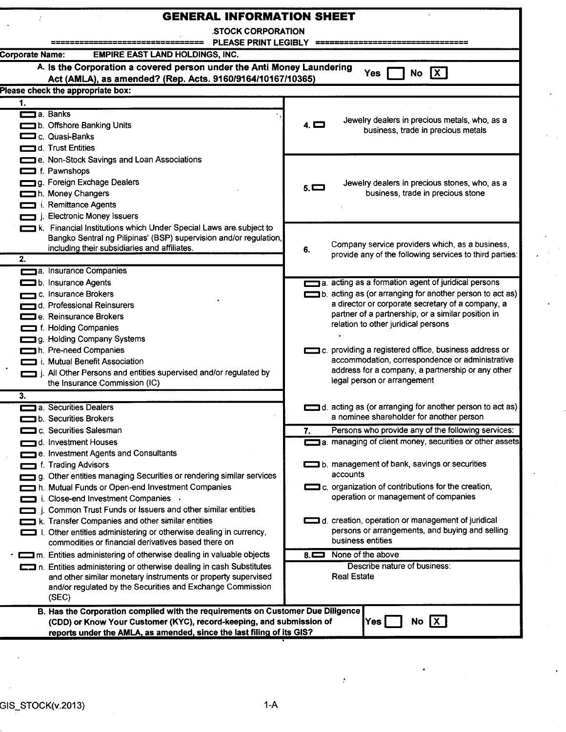# GENERAL INFORMATION SHEET

STOCK CORPORATION

=============================== PLEASE PRINT LEGIBLY ===============================

**Corporate Name:** EMPIRE EAST LAND HOLDINGS, INC.

**A. Is the Corporation a covered person under the Anti Money Laundering Act (AMLA), as amended? (Rep. Acts. 9160/9164/10167/10365)** Yes [ ] No [X]

**Please check the appropriate box:**

| | |
|---|---|
| **1.** | **4.** [ ] Jewelry dealers in precious metals, who, as a business, trade in precious metals |
| [ ] a. Banks | |
| [ ] b. Offshore Banking Units | |
| [ ] c. Quasi-Banks | |
| [ ] d. Trust Entities | |
| [ ] e. Non-Stock Savings and Loan Associations | **5.** [ ] Jewelry dealers in precious stones, who, as a business, trade in precious stone |
| [ ] f. Pawnshops | |
| [ ] g. Foreign Exchage Dealers | |
| [ ] h. Money Changers | |
| [ ] i. Remittance Agents | |
| [ ] j. Electronic Money Issuers | |
| [ ] k. Financial Institutions which Under Special Laws are subject to Bangko Sentral ng Pilipinas' (BSP) supervision and/or regulation, including their subsidiaries and affiliates. | **6.** Company service providers which, as a business, provide any of the following services to third parties: |
| **2.** | |
| [ ] a. Insurance Companies | |
| [ ] b. Insurance Agents | [ ] a. acting as a formation agent of juridical persons |
| [ ] c. Insurance Brokers | [ ] b. acting as (or arranging for another person to act as) a director or corporate secretary of a company, a partner of a partnership, or a similar position in relation to other juridical persons |
| [ ] d. Professional Reinsurers | |
| [ ] e. Reinsurance Brokers | |
| [ ] f. Holding Companies | |
| [ ] g. Holding Company Systems | |
| [ ] h. Pre-need Companies | [ ] c. providing a registered office, business address or accommodation, correspondence or administrative address for a company, a partnership or any other legal person or arrangement |
| [ ] i. Mutual Benefit Association | |
| [ ] j. All Other Persons and entities supervised and/or regulated by the Insurance Commission (IC) | |
| **3.** | |
| [ ] a. Securities Dealers | [ ] d. acting as (or arranging for another person to act as) a nominee shareholder for another person |
| [ ] b. Securities Brokers | |
| [ ] c. Securities Salesman | **7.** Persons who provide any of the following services: |
| [ ] d. Investment Houses | [ ] a. managing of client money, securities or other assets |
| [ ] e. Investment Agents and Consultants | |
| [ ] f. Trading Advisors | [ ] b. management of bank, savings or securities accounts |
| [ ] g. Other entities managing Securities or rendering similar services | |
| [ ] h. Mutual Funds or Open-end Investment Companies | [ ] c. organization of contributions for the creation, operation or management of companies |
| [ ] i. Close-end Investment Companies | |
| [ ] j. Common Trust Funds or Issuers and other similar entities | |
| [ ] k. Transfer Companies and other similar entities | [ ] d. creation, operation or management of juridical persons or arrangements, and buying and selling business entities |
| [ ] l. Other entities administering or otherwise dealing in currency, commodities or financial derivatives based there on | |
| [ ] m. Entities administering of otherwise dealing in valuable objects | **8.** [ ] None of the above |
| [ ] n. Entities administering or otherwise dealing in cash Substitutes and other similar monetary instruments or property supervised and/or regulated by the Securities and Exchange Commission (SEC) | Describe nature of business: Real Estate |

**B. Has the Corporation complied with the requirements on Customer Due Diligence (CDD) or Know Your Customer (KYC), record-keeping, and submission of reports under the AMLA, as amended, since the last filing of its GIS?** Yes [ ] No [X]

GIS_STOCK(v.2013)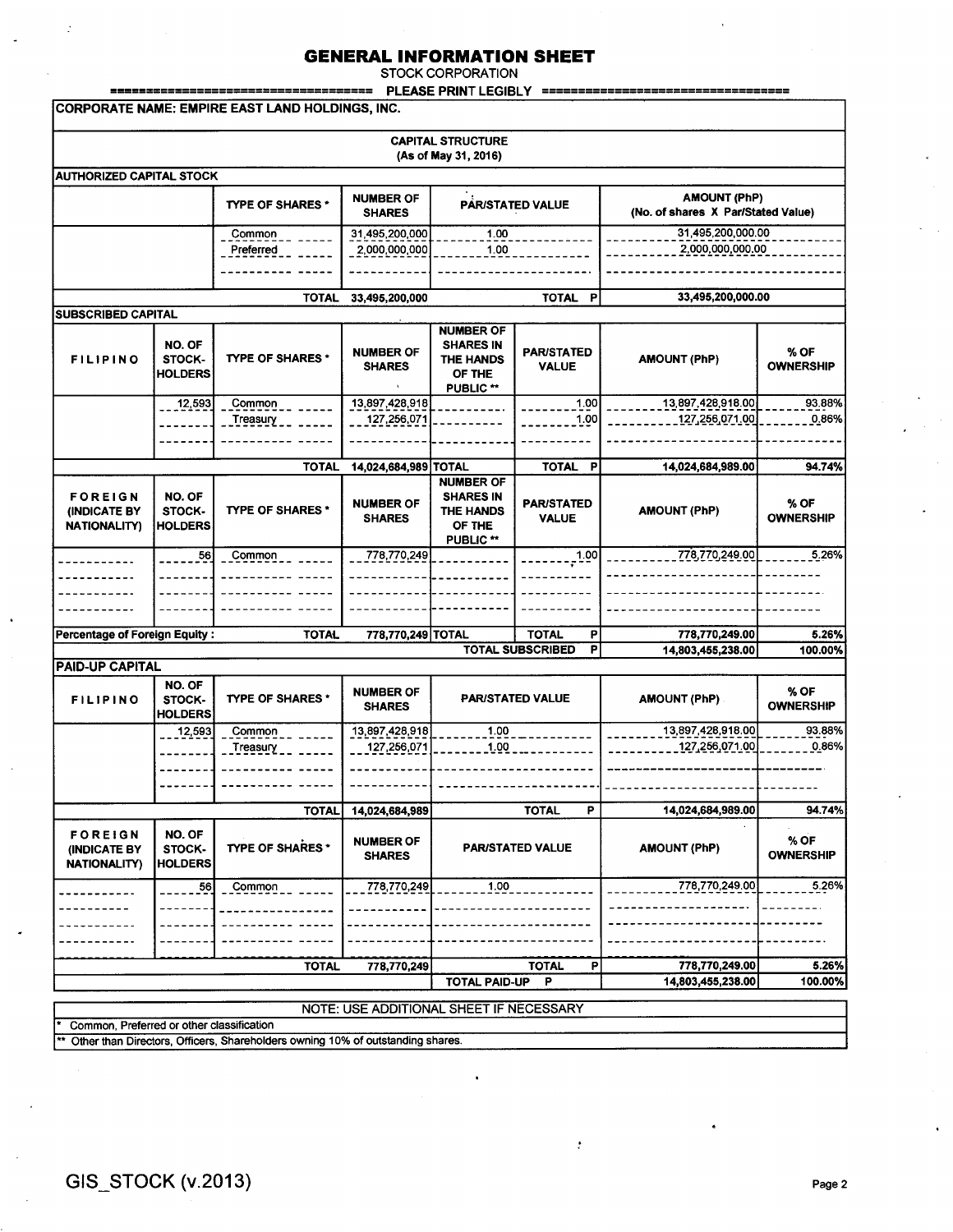# GENERAL INFORMATION SHEET

STOCK CORPORATION

=================================== PLEASE PRINT LEGIBLY ===================================

**CORPORATE NAME: EMPIRE EAST LAND HOLDINGS, INC.**

**CAPITAL STRUCTURE**
**(As of May 31, 2016)**

**AUTHORIZED CAPITAL STOCK**

| | TYPE OF SHARES * | NUMBER OF SHARES | PAR/STATED VALUE | AMOUNT (PhP) (No. of shares X Par/Stated Value) |
|---|---|---|---|---|
| | Common | 31,495,200,000 | 1.00 | 31,495,200,000.00 |
| | Preferred | 2,000,000,000 | 1.00 | 2,000,000,000.00 |
| | TOTAL | 33,495,200,000 | TOTAL P | 33,495,200,000.00 |

**SUBSCRIBED CAPITAL**

| FILIPINO | NO. OF STOCK-HOLDERS | TYPE OF SHARES * | NUMBER OF SHARES | NUMBER OF SHARES IN THE HANDS OF THE PUBLIC ** | PAR/STATED VALUE | AMOUNT (PhP) | % OF OWNERSHIP |
|---|---|---|---|---|---|---|---|
| | 12,593 | Common | 13,897,428,918 | | 1.00 | 13,897,428,918.00 | 93.88% |
| | | Treasury | 127,256,071 | | 1.00 | 127,256,071.00 | 0.86% |
| | | TOTAL | 14,024,684,989 | TOTAL | TOTAL P | 14,024,684,989.00 | 94.74% |

| FOREIGN (INDICATE BY NATIONALITY) | NO. OF STOCK-HOLDERS | TYPE OF SHARES * | NUMBER OF SHARES | NUMBER OF SHARES IN THE HANDS OF THE PUBLIC ** | PAR/STATED VALUE | AMOUNT (PhP) | % OF OWNERSHIP |
|---|---|---|---|---|---|---|---|
| | 56 | Common | 778,770,249 | | 1.00 | 778,770,249.00 | 5.26% |
| Percentage of Foreign Equity : | | TOTAL | 778,770,249 | TOTAL | TOTAL P | 778,770,249.00 | 5.26% |
| | | | | TOTAL SUBSCRIBED | P | 14,803,455,238.00 | 100.00% |

**PAID-UP CAPITAL**

| FILIPINO | NO. OF STOCK-HOLDERS | TYPE OF SHARES * | NUMBER OF SHARES | PAR/STATED VALUE | AMOUNT (PhP) | % OF OWNERSHIP |
|---|---|---|---|---|---|---|
| | 12,593 | Common | 13,897,428,918 | 1.00 | 13,897,428,918.00 | 93.88% |
| | | Treasury | 127,256,071 | 1.00 | 127,256,071.00 | 0.86% |
| | | TOTAL | 14,024,684,989 | TOTAL P | 14,024,684,989.00 | 94.74% |

| FOREIGN (INDICATE BY NATIONALITY) | NO. OF STOCK-HOLDERS | TYPE OF SHARES * | NUMBER OF SHARES | PAR/STATED VALUE | AMOUNT (PhP) | % OF OWNERSHIP |
|---|---|---|---|---|---|---|
| | 56 | Common | 778,770,249 | 1.00 | 778,770,249.00 | 5.26% |
| | | TOTAL | 778,770,249 | TOTAL P | 778,770,249.00 | 5.26% |
| | | | | TOTAL PAID-UP P | 14,803,455,238.00 | 100.00% |

NOTE: USE ADDITIONAL SHEET IF NECESSARY

\* Common, Preferred or other classification

\*\* Other than Directors, Officers, Shareholders owning 10% of outstanding shares.

GIS_STOCK (v.2013)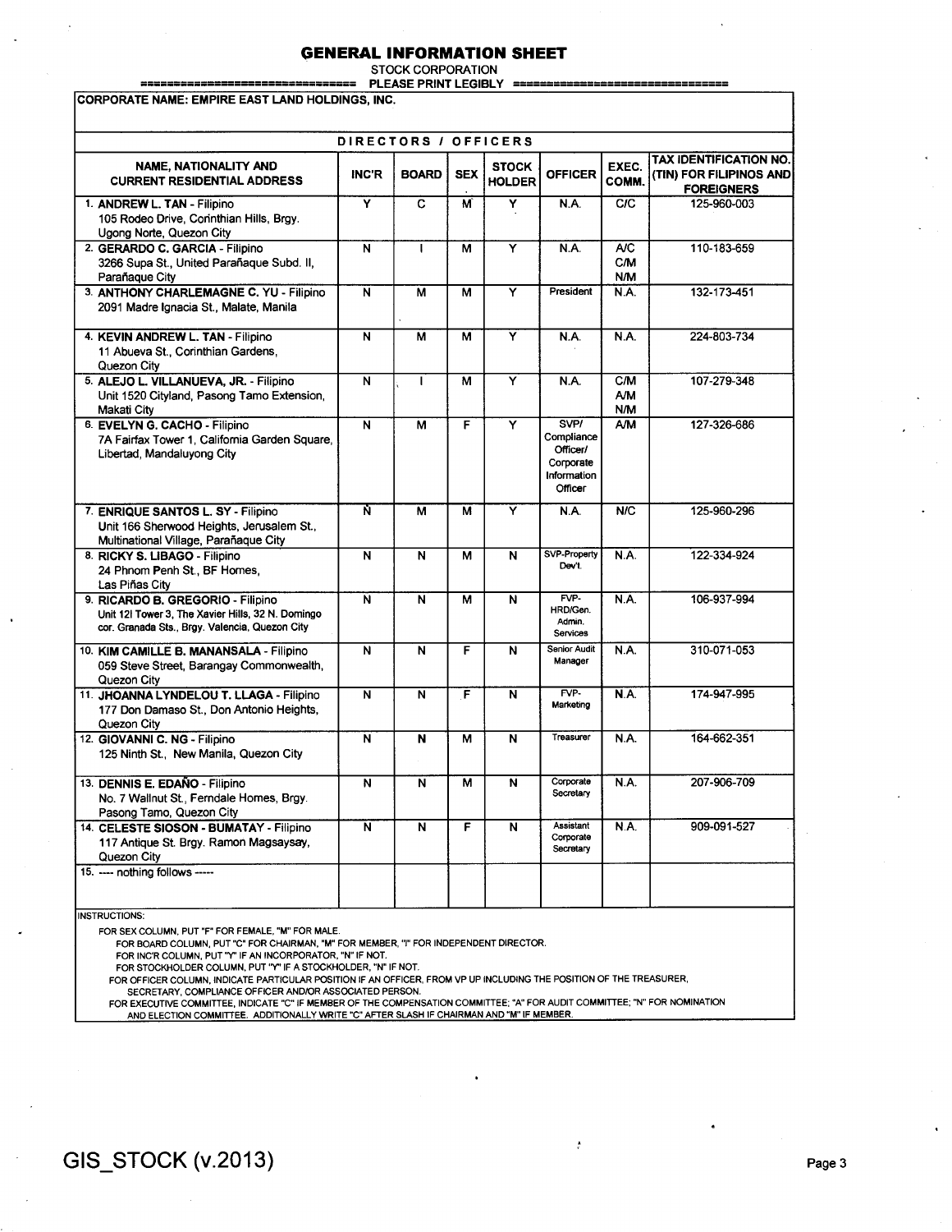# GENERAL INFORMATION SHEET

STOCK CORPORATION

PLEASE PRINT LEGIBLY

**CORPORATE NAME: EMPIRE EAST LAND HOLDINGS, INC.**

## DIRECTORS / OFFICERS

| NAME, NATIONALITY AND CURRENT RESIDENTIAL ADDRESS | INC'R | BOARD | SEX | STOCK HOLDER | OFFICER | EXEC. COMM. | TAX IDENTIFICATION NO. (TIN) FOR FILIPINOS AND FOREIGNERS |
|---|---|---|---|---|---|---|---|
| 1. **ANDREW L. TAN** - Filipino 105 Rodeo Drive, Corinthian Hills, Brgy. Ugong Norte, Quezon City | Y | C | M | Y | N.A. | C/C | 125-960-003 |
| 2. **GERARDO C. GARCIA** - Filipino 3266 Supa St., United Parañaque Subd. II, Parañaque City | N | I | M | Y | N.A. | A/C C/M N/M | 110-183-659 |
| 3. **ANTHONY CHARLEMAGNE C. YU** - Filipino 2091 Madre Ignacia St., Malate, Manila | N | M | M | Y | President | N.A. | 132-173-451 |
| 4. **KEVIN ANDREW L. TAN** - Filipino 11 Abueva St., Corinthian Gardens, Quezon City | N | M | M | Y | N.A. | N.A. | 224-803-734 |
| 5. **ALEJO L. VILLANUEVA, JR.** - Filipino Unit 1520 Cityland, Pasong Tamo Extension, Makati City | N | I | M | Y | N.A. | C/M A/M N/M | 107-279-348 |
| 6. **EVELYN G. CACHO** - Filipino 7A Fairfax Tower 1, California Garden Square, Libertad, Mandaluyong City | N | M | F | Y | SVP/ Compliance Officer/ Corporate Information Officer | A/M | 127-326-686 |
| 7. **ENRIQUE SANTOS L. SY** - Filipino Unit 166 Sherwood Heights, Jerusalem St., Multinational Village, Parañaque City | N | M | M | Y | N.A. | N/C | 125-960-296 |
| 8. **RICKY S. LIBAGO** - Filipino 24 Phnom Penh St., BF Homes, Las Piñas City | N | N | M | N | SVP-Property Dev't. | N.A. | 122-334-924 |
| 9. **RICARDO B. GREGORIO** - Filipino Unit 12I Tower 3, The Xavier Hills, 32 N. Domingo cor. Granada Sts., Brgy. Valencia, Quezon City | N | N | M | N | FVP-HRD/Gen. Admin. Services | N.A. | 106-937-994 |
| 10. **KIM CAMILLE B. MANANSALA** - Filipino 059 Steve Street, Barangay Commonwealth, Quezon City | N | N | F | N | Senior Audit Manager | N.A. | 310-071-053 |
| 11. **JHOANNA LYNDELOU T. LLAGA** - Filipino 177 Don Damaso St., Don Antonio Heights, Quezon City | N | N | F | N | FVP-Marketing | N.A. | 174-947-995 |
| 12. **GIOVANNI C. NG** - Filipino 125 Ninth St., New Manila, Quezon City | N | N | M | N | Treasurer | N.A. | 164-662-351 |
| 13. **DENNIS E. EDAÑO** - Filipino No. 7 Wallnut St., Ferndale Homes, Brgy. Pasong Tamo, Quezon City | N | N | M | N | Corporate Secretary | N.A. | 207-906-709 |
| 14. **CELESTE SIOSON - BUMATAY** - Filipino 117 Antique St. Brgy. Ramon Magsaysay, Quezon City | N | N | F | N | Assistant Corporate Secretary | N.A. | 909-091-527 |
| 15. ---- nothing follows ----- | | | | | | | |

INSTRUCTIONS:

FOR SEX COLUMN, PUT "F" FOR FEMALE, "M" FOR MALE.

FOR BOARD COLUMN, PUT "C" FOR CHAIRMAN, "M" FOR MEMBER, "I" FOR INDEPENDENT DIRECTOR.

FOR INC'R COLUMN, PUT "Y" IF AN INCORPORATOR, "N" IF NOT.

FOR STOCKHOLDER COLUMN, PUT "Y" IF A STOCKHOLDER, "N" IF NOT.

FOR OFFICER COLUMN, INDICATE PARTICULAR POSITION IF AN OFFICER, FROM VP UP INCLUDING THE POSITION OF THE TREASURER, SECRETARY, COMPLIANCE OFFICER AND/OR ASSOCIATED PERSON.

FOR EXECUTIVE COMMITTEE, INDICATE "C" IF MEMBER OF THE COMPENSATION COMMITTEE; "A" FOR AUDIT COMMITTEE; "N" FOR NOMINATION AND ELECTION COMMITTEE. ADDITIONALLY WRITE "C" AFTER SLASH IF CHAIRMAN AND "M" IF MEMBER.

GIS_STOCK (v.2013)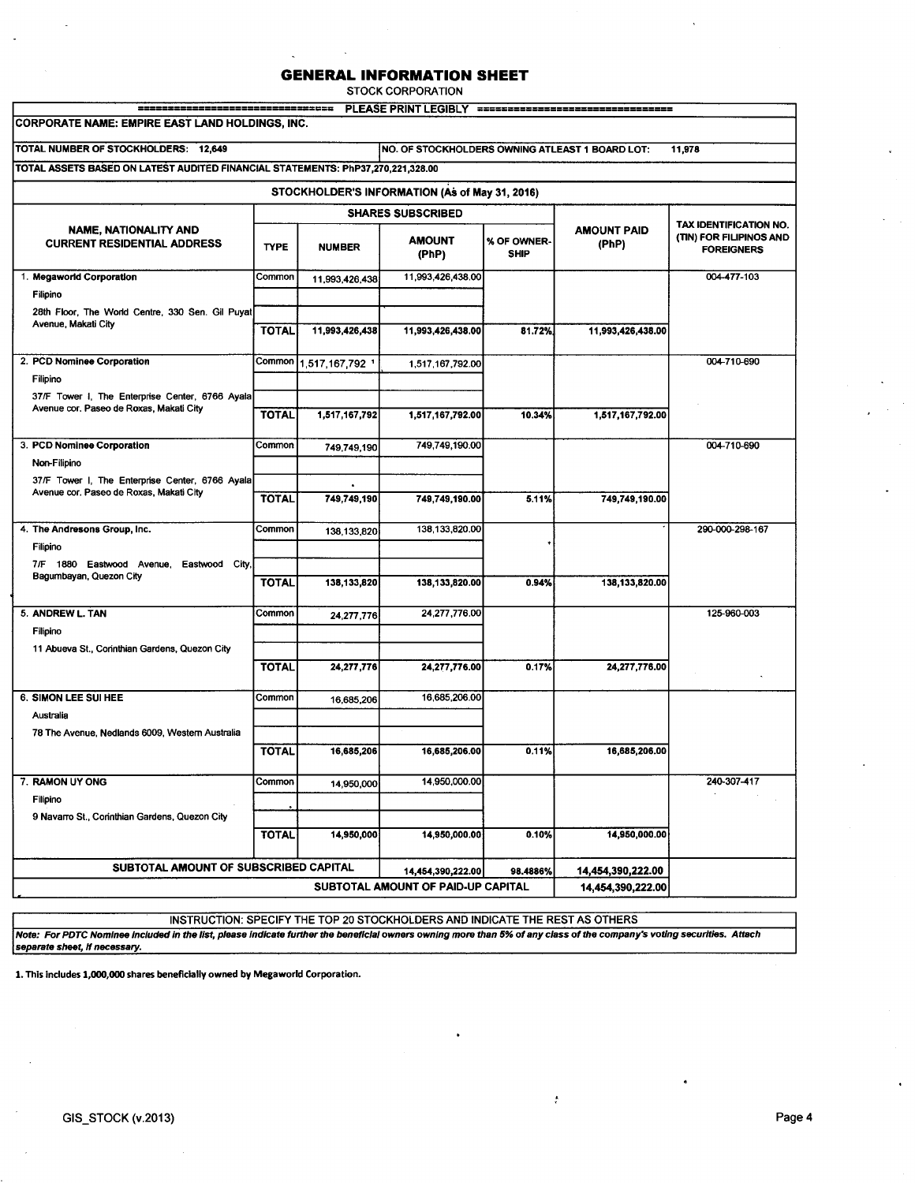# GENERAL INFORMATION SHEET

STOCK CORPORATION

=============================== PLEASE PRINT LEGIBLY ===============================

**CORPORATE NAME: EMPIRE EAST LAND HOLDINGS, INC.**

**TOTAL NUMBER OF STOCKHOLDERS: 12,649** | **NO. OF STOCKHOLDERS OWNING ATLEAST 1 BOARD LOT: 11,978**

**TOTAL ASSETS BASED ON LATEST AUDITED FINANCIAL STATEMENTS: PhP37,270,221,328.00**

**STOCKHOLDER'S INFORMATION (As of May 31, 2016)**

| NAME, NATIONALITY AND CURRENT RESIDENTIAL ADDRESS | SHARES SUBSCRIBED | | | | AMOUNT PAID (PhP) | TAX IDENTIFICATION NO. (TIN) FOR FILIPINOS AND FOREIGNERS |
|---|---|---|---|---|---|---|
| | TYPE | NUMBER | AMOUNT (PhP) | % OF OWNER-SHIP | | |
| **1. Megaworld Corporation** | Common | 11,993,426,438 | 11,993,426,438.00 | | | 004-477-103 |
| Filipino | | | | | | |
| 28th Floor, The World Centre, 330 Sen. Gil Puyat Avenue, Makati City | **TOTAL** | **11,993,426,438** | **11,993,426,438.00** | **81.72%** | **11,993,426,438.00** | |
| **2. PCD Nominee Corporation** | Common | 1,517,167,792 [1] | 1,517,167,792.00 | | | 004-710-690 |
| Filipino | | | | | | |
| 37/F Tower I, The Enterprise Center, 6766 Ayala Avenue cor. Paseo de Roxas, Makati City | **TOTAL** | **1,517,167,792** | **1,517,167,792.00** | **10.34%** | **1,517,167,792.00** | |
| **3. PCD Nominee Corporation** | Common | 749,749,190 | 749,749,190.00 | | | 004-710-690 |
| Non-Filipino | | | | | | |
| 37/F Tower I, The Enterprise Center, 6766 Ayala Avenue cor. Paseo de Roxas, Makati City | **TOTAL** | **749,749,190** | **749,749,190.00** | **5.11%** | **749,749,190.00** | |
| **4. The Andresons Group, Inc.** | Common | 138,133,820 | 138,133,820.00 | | | 290-000-298-167 |
| Filipino | | | | | | |
| 7/F 1880 Eastwood Avenue, Eastwood City, Bagumbayan, Quezon City | **TOTAL** | **138,133,820** | **138,133,820.00** | **0.94%** | **138,133,820.00** | |
| **5. ANDREW L. TAN** | Common | 24,277,776 | 24,277,776.00 | | | 125-960-003 |
| Filipino | | | | | | |
| 11 Abueva St., Corinthian Gardens, Quezon City | **TOTAL** | **24,277,776** | **24,277,776.00** | **0.17%** | **24,277,776.00** | |
| **6. SIMON LEE SUI HEE** | Common | 16,685,206 | 16,685,206.00 | | | |
| Australia | | | | | | |
| 78 The Avenue, Nedlands 6009, Western Australia | **TOTAL** | **16,685,206** | **16,685,206.00** | **0.11%** | **16,685,206.00** | |
| **7. RAMON UY ONG** | Common | 14,950,000 | 14,950,000.00 | | | 240-307-417 |
| Filipino | | | | | | |
| 9 Navarro St., Corinthian Gardens, Quezon City | **TOTAL** | **14,950,000** | **14,950,000.00** | **0.10%** | **14,950,000.00** | |
| **SUBTOTAL AMOUNT OF SUBSCRIBED CAPITAL** | | | **14,454,390,222.00** | **98.4886%** | **14,454,390,222.00** | |
| | **SUBTOTAL AMOUNT OF PAID-UP CAPITAL** | | | | **14,454,390,222.00** | |

INSTRUCTION: SPECIFY THE TOP 20 STOCKHOLDERS AND INDICATE THE REST AS OTHERS

***Note: For PDTC Nominee included in the list, please indicate further the beneficial owners owning more than 5% of any class of the company's voting securities. Attach separate sheet, if necessary.***

**1. This includes 1,000,000 shares beneficially owned by Megaworld Corporation.**

GIS_STOCK (v.2013)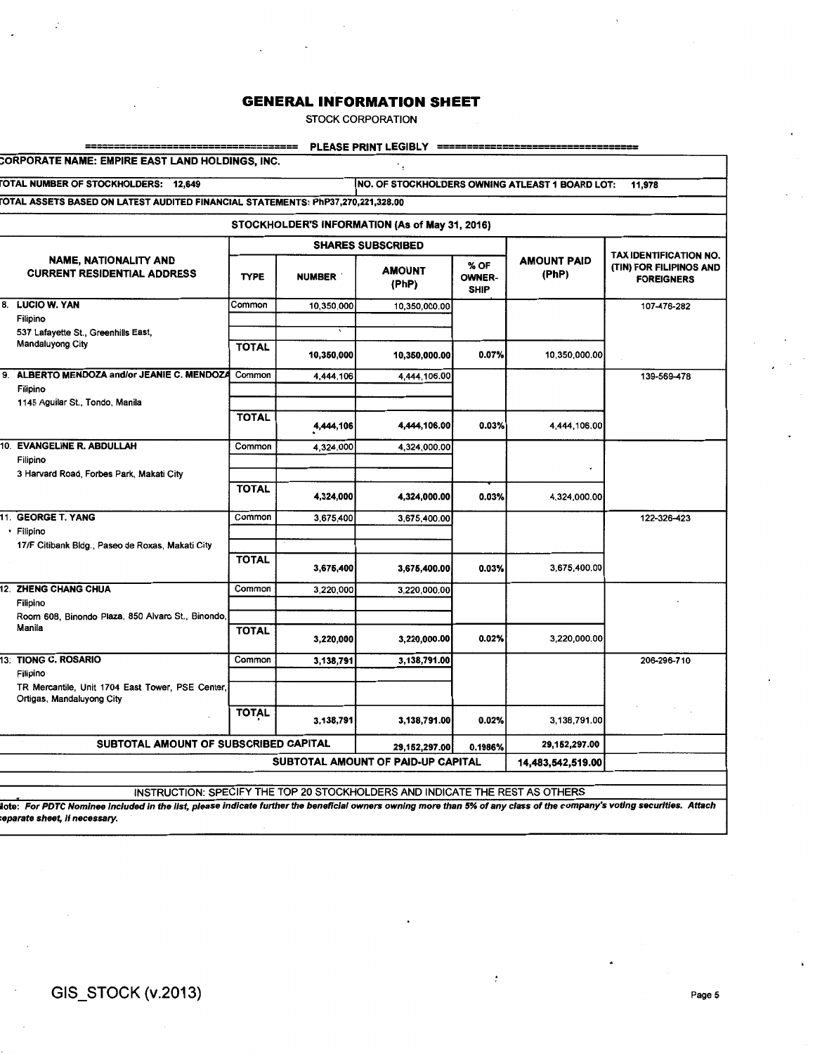# GENERAL INFORMATION SHEET

STOCK CORPORATION

==================================== PLEASE PRINT LEGIBLY ====================================

| CORPORATE NAME: EMPIRE EAST LAND HOLDINGS, INC. | | | | | | |
|---|---|---|---|---|---|---|
| TOTAL NUMBER OF STOCKHOLDERS: 12,649 | | | NO. OF STOCKHOLDERS OWNING ATLEAST 1 BOARD LOT: 11,978 | | | |
| TOTAL ASSETS BASED ON LATEST AUDITED FINANCIAL STATEMENTS: PhP37,270,221,328.00 | | | | | | |
| STOCKHOLDER'S INFORMATION (As of May 31, 2016) | | | | | | |
| NAME, NATIONALITY AND CURRENT RESIDENTIAL ADDRESS | SHARES SUBSCRIBED | | | | AMOUNT PAID (PhP) | TAX IDENTIFICATION NO. (TIN) FOR FILIPINOS AND FOREIGNERS |
| | TYPE | NUMBER | AMOUNT (PhP) | % OF OWNER-SHIP | | |
| 8. LUCIO W. YAN<br>Filipino<br>537 Lafayette St., Greenhills East, Mandaluyong City | Common | 10,350,000 | 10,350,000.00 | | | 107-476-282 |
| | TOTAL | 10,350,000 | 10,350,000.00 | 0.07% | 10,350,000.00 | |
| 9. ALBERTO MENDOZA and/or JEANIE C. MENDOZA<br>Filipino<br>1145 Aguilar St., Tondo, Manila | Common | 4,444,106 | 4,444,106.00 | | | 139-569-478 |
| | TOTAL | 4,444,106 | 4,444,106.00 | 0.03% | 4,444,106.00 | |
| 10. EVANGELINE R. ABDULLAH<br>Filipino<br>3 Harvard Road, Forbes Park, Makati City | Common | 4,324,000 | 4,324,000.00 | | | |
| | TOTAL | 4,324,000 | 4,324,000.00 | 0.03% | 4,324,000.00 | |
| 11. GEORGE T. YANG<br>Filipino<br>17/F Citibank Bldg., Paseo de Roxas, Makati City | Common | 3,675,400 | 3,675,400.00 | | | 122-326-423 |
| | TOTAL | 3,675,400 | 3,675,400.00 | 0.03% | 3,675,400.00 | |
| 12. ZHENG CHANG CHUA<br>Filipino<br>Room 608, Binondo Plaza, 850 Alvaro St., Binondo, Manila | Common | 3,220,000 | 3,220,000.00 | | | |
| | TOTAL | 3,220,000 | 3,220,000.00 | 0.02% | 3,220,000.00 | |
| 13. TIONG C. ROSARIO<br>Filipino<br>TR Mercantile, Unit 1704 East Tower, PSE Center, Ortigas, Mandaluyong City | Common | 3,138,791 | 3,138,791.00 | | | 206-296-710 |
| | TOTAL | 3,138,791 | 3,138,791.00 | 0.02% | 3,138,791.00 | |
| SUBTOTAL AMOUNT OF SUBSCRIBED CAPITAL | | | 29,152,297.00 | 0.1986% | 29,152,297.00 | |
| SUBTOTAL AMOUNT OF PAID-UP CAPITAL | | | | | 14,483,542,519.00 | |

INSTRUCTION: SPECIFY THE TOP 20 STOCKHOLDERS AND INDICATE THE REST AS OTHERS

Note: *For PDTC Nominee included in the list, please indicate further the beneficial owners owning more than 5% of any class of the company's voting securities. Attach separate sheet, if necessary.*

GIS_STOCK (v.2013)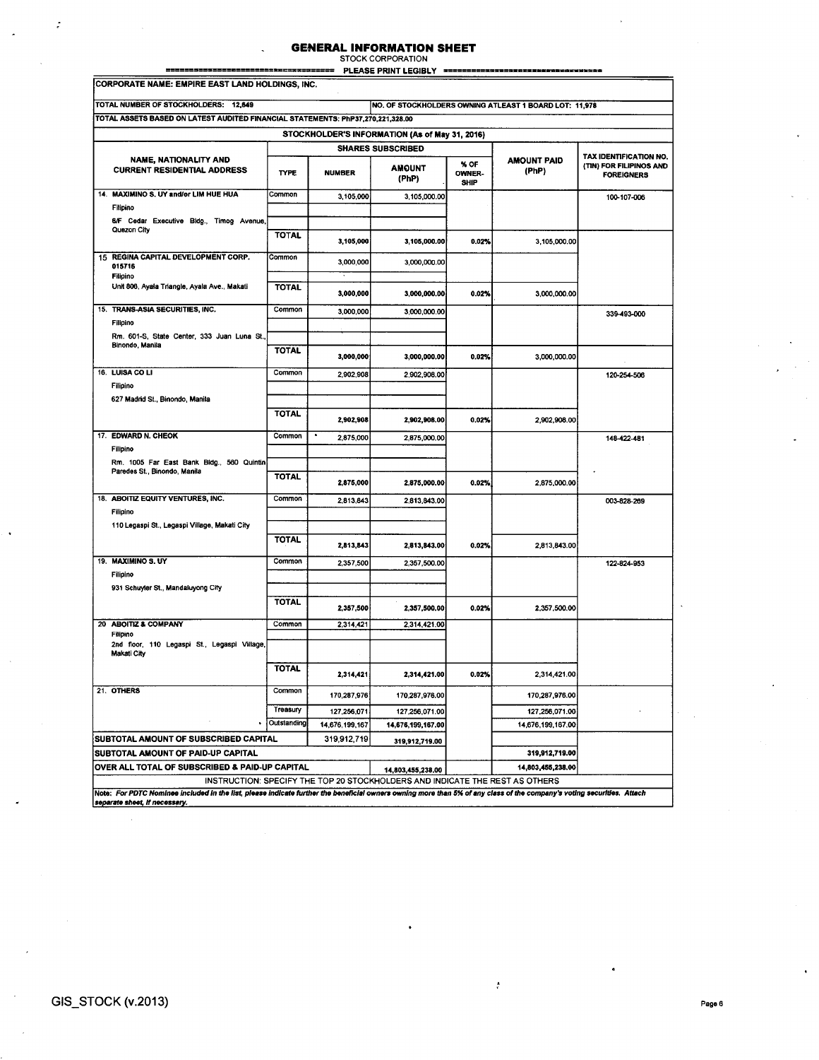# GENERAL INFORMATION SHEET

STOCK CORPORATION

PLEASE PRINT LEGIBLY

**CORPORATE NAME: EMPIRE EAST LAND HOLDINGS, INC.**

**TOTAL NUMBER OF STOCKHOLDERS: 12,649** | **NO. OF STOCKHOLDERS OWNING ATLEAST 1 BOARD LOT: 11,978**

**TOTAL ASSETS BASED ON LATEST AUDITED FINANCIAL STATEMENTS: PhP37,270,221,328.00**

**STOCKHOLDER'S INFORMATION (As of May 31, 2016)**

| NAME, NATIONALITY AND CURRENT RESIDENTIAL ADDRESS | SHARES SUBSCRIBED | | | | AMOUNT PAID (PhP) | TAX IDENTIFICATION NO. (TIN) FOR FILIPINOS AND FOREIGNERS |
|---|---|---|---|---|---|---|
| | TYPE | NUMBER | AMOUNT (PhP) | % OF OWNER-SHIP | | |
| 14. MAXIMINO S. UY and/or LIM HUE HUA<br>Filipino<br>6/F Cedar Executive Bldg., Timog Avenue, Quezon City | Common | 3,105,000 | 3,105,000.00 | | | 100-107-006 |
| | TOTAL | 3,105,000 | 3,105,000.00 | 0.02% | 3,105,000.00 | |
| 15 REGINA CAPITAL DEVELOPMENT CORP. 015716<br>Filipino<br>Unit 806, Ayala Triangle, Ayala Ave., Makati | Common | 3,000,000 | 3,000,000.00 | | | |
| | TOTAL | 3,000,000 | 3,000,000.00 | 0.02% | 3,000,000.00 | |
| 15. TRANS-ASIA SECURITIES, INC.<br>Filipino<br>Rm. 601-S, State Center, 333 Juan Luna St., Binondo, Manila | Common | 3,000,000 | 3,000,000.00 | | | 339-493-000 |
| | TOTAL | 3,000,000 | 3,000,000.00 | 0.02% | 3,000,000.00 | |
| 16. LUISA CO LI<br>Filipino<br>627 Madrid St., Binondo, Manila | Common | 2,902,908 | 2,902,908.00 | | | 120-254-506 |
| | TOTAL | 2,902,908 | 2,902,908.00 | 0.02% | 2,902,908.00 | |
| 17. EDWARD N. CHEOK<br>Filipino<br>Rm. 1005 Far East Bank Bldg., 560 Quintin Paredes St., Binondo, Manila | Common | 2,875,000 | 2,875,000.00 | | | 148-422-481 |
| | TOTAL | 2,875,000 | 2,875,000.00 | 0.02% | 2,875,000.00 | |
| 18. ABOITIZ EQUITY VENTURES, INC.<br>Filipino<br>110 Legaspi St., Legaspi Village, Makati City | Common | 2,813,843 | 2,813,843.00 | | | 003-828-269 |
| | TOTAL | 2,813,843 | 2,813,843.00 | 0.02% | 2,813,843.00 | |
| 19. MAXIMINO S. UY<br>Filipino<br>931 Schuyler St., Mandaluyong City | Common | 2,357,500 | 2,357,500.00 | | | 122-824-953 |
| | TOTAL | 2,357,500 | 2,357,500.00 | 0.02% | 2,357,500.00 | |
| 20 ABOITIZ & COMPANY<br>Filipino<br>2nd floor, 110 Legaspi St., Legaspi Village, Makati City | Common | 2,314,421 | 2,314,421.00 | | | |
| | TOTAL | 2,314,421 | 2,314,421.00 | 0.02% | 2,314,421.00 | |
| 21. OTHERS | Common | 170,287,976 | 170,287,976.00 | | 170,287,976.00 | |
| | Treasury | 127,256,071 | 127,256,071.00 | | 127,256,071.00 | |
| | Outstanding | 14,676,199,167 | 14,676,199,167.00 | | 14,676,199,167.00 | |
| SUBTOTAL AMOUNT OF SUBSCRIBED CAPITAL | | 319,912,719 | 319,912,719.00 | | | |
| SUBTOTAL AMOUNT OF PAID-UP CAPITAL | | | | | 319,912,719.00 | |
| OVER ALL TOTAL OF SUBSCRIBED & PAID-UP CAPITAL | | | 14,803,455,238.00 | | 14,803,455,238.00 | |

INSTRUCTION: SPECIFY THE TOP 20 STOCKHOLDERS AND INDICATE THE REST AS OTHERS

*Note: For PDTC Nominee included in the list, please indicate further the beneficial owners owning more than 5% of any class of the company's voting securities. Attach separate sheet, if necessary.*

GIS_STOCK (v.2013)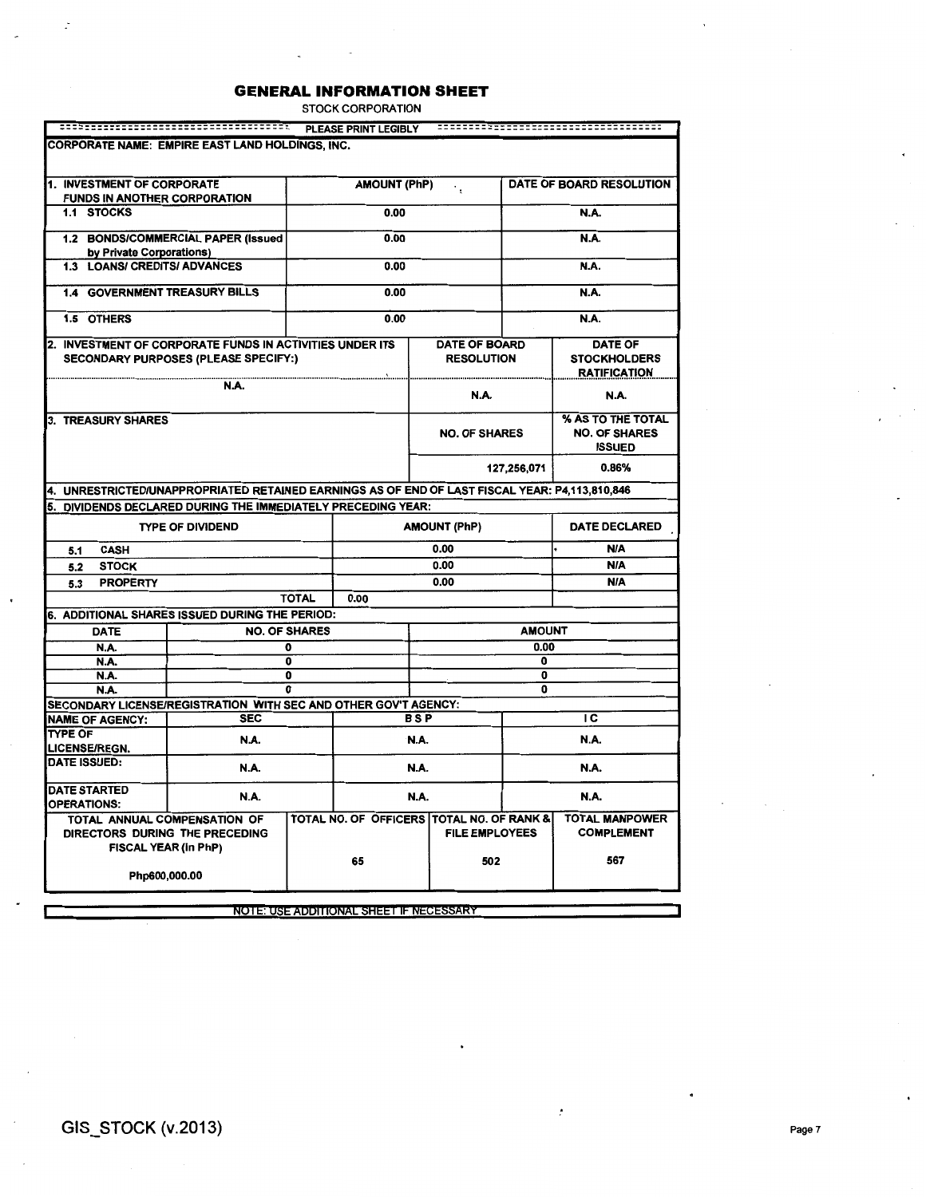# GENERAL INFORMATION SHEET

STOCK CORPORATION

PLEASE PRINT LEGIBLY

**CORPORATE NAME: EMPIRE EAST LAND HOLDINGS, INC.**

| 1. INVESTMENT OF CORPORATE FUNDS IN ANOTHER CORPORATION | AMOUNT (PhP) | DATE OF BOARD RESOLUTION |
|---|---|---|
| 1.1 STOCKS | 0.00 | N.A. |
| 1.2 BONDS/COMMERCIAL PAPER (Issued by Private Corporations) | 0.00 | N.A. |
| 1.3 LOANS/ CREDITS/ ADVANCES | 0.00 | N.A. |
| 1.4 GOVERNMENT TREASURY BILLS | 0.00 | N.A. |
| 1.5 OTHERS | 0.00 | N.A. |

| 2. INVESTMENT OF CORPORATE FUNDS IN ACTIVITIES UNDER ITS SECONDARY PURPOSES (PLEASE SPECIFY:) | DATE OF BOARD RESOLUTION | DATE OF STOCKHOLDERS RATIFICATION |
|---|---|---|
| N.A. | N.A. | N.A. |

| 3. TREASURY SHARES | NO. OF SHARES | % AS TO THE TOTAL NO. OF SHARES ISSUED |
|---|---|---|
| | 127,256,071 | 0.86% |

4. UNRESTRICTED/UNAPPROPRIATED RETAINED EARNINGS AS OF END OF LAST FISCAL YEAR: P4,113,810,846

5. DIVIDENDS DECLARED DURING THE IMMEDIATELY PRECEDING YEAR:

| TYPE OF DIVIDEND | AMOUNT (PhP) | DATE DECLARED |
|---|---|---|
| 5.1 CASH | 0.00 | N/A |
| 5.2 STOCK | 0.00 | N/A |
| 5.3 PROPERTY | 0.00 | N/A |
| TOTAL | 0.00 | |

6. ADDITIONAL SHARES ISSUED DURING THE PERIOD:

| DATE | NO. OF SHARES | AMOUNT |
|---|---|---|
| N.A. | 0 | 0.00 |
| N.A. | 0 | 0 |
| N.A. | 0 | 0 |
| N.A. | 0 | 0 |

SECONDARY LICENSE/REGISTRATION WITH SEC AND OTHER GOV'T AGENCY:

| NAME OF AGENCY: | SEC | BSP | IC |
|---|---|---|---|
| TYPE OF LICENSE/REGN. | N.A. | N.A. | N.A. |
| DATE ISSUED: | N.A. | N.A. | N.A. |
| DATE STARTED OPERATIONS: | N.A. | N.A. | N.A. |

| TOTAL ANNUAL COMPENSATION OF DIRECTORS DURING THE PRECEDING FISCAL YEAR (in PhP) | TOTAL NO. OF OFFICERS | TOTAL NO. OF RANK & FILE EMPLOYEES | TOTAL MANPOWER COMPLEMENT |
|---|---|---|---|
| Php600,000.00 | 65 | 502 | 567 |

NOTE: USE ADDITIONAL SHEET IF NECESSARY

GIS_STOCK (v.2013)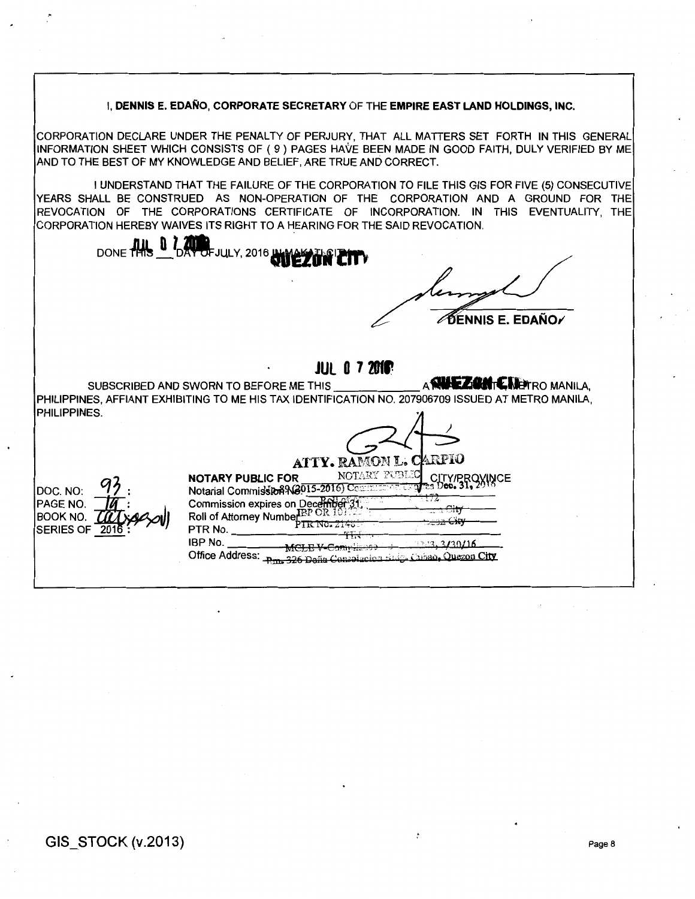I, **DENNIS E. EDAÑO, CORPORATE SECRETARY** OF THE **EMPIRE EAST LAND HOLDINGS, INC.**

CORPORATION DECLARE UNDER THE PENALTY OF PERJURY, THAT ALL MATTERS SET FORTH IN THIS GENERAL INFORMATION SHEET WHICH CONSISTS OF ( 9 ) PAGES HAVE BEEN MADE IN GOOD FAITH, DULY VERIFIED BY ME AND TO THE BEST OF MY KNOWLEDGE AND BELIEF, ARE TRUE AND CORRECT.

I UNDERSTAND THAT THE FAILURE OF THE CORPORATION TO FILE THIS GIS FOR FIVE (5) CONSECUTIVE YEARS SHALL BE CONSTRUED AS NON-OPERATION OF THE CORPORATION AND A GROUND FOR THE REVOCATION OF THE CORPORATIONS CERTIFICATE OF INCORPORATION. IN THIS EVENTUALITY, THE CORPORATION HEREBY WAIVES ITS RIGHT TO A HEARING FOR THE SAID REVOCATION.

DONE THIS JUL 07 2016 DAY OF JULY, 2016 QUEZON CITY

DENNIS E. EDAÑO

SUBSCRIBED AND SWORN TO BEFORE ME THIS JUL 07 2016 AT QUEZON CITY, METRO MANILA, PHILIPPINES, AFFIANT EXHIBITING TO ME HIS TAX IDENTIFICATION NO. 207906709 ISSUED AT METRO MANILA, PHILIPPINES.

ATTY. RAMON L. CARPIO

**NOTARY PUBLIC FOR** CITY/PROVINCE
Notarial Commission No. (2015-2016)
Commission expires on December 31, 2016
Roll of Attorney Number
PTR No.
IBP No.
Office Address: Rm. 326 Doña Consolacion Bldg. Cubao, Quezon City

DOC. NO: 93 :
PAGE NO. 14 :
BOOK NO. :
SERIES OF 2016 :

GIS_STOCK (v.2013)